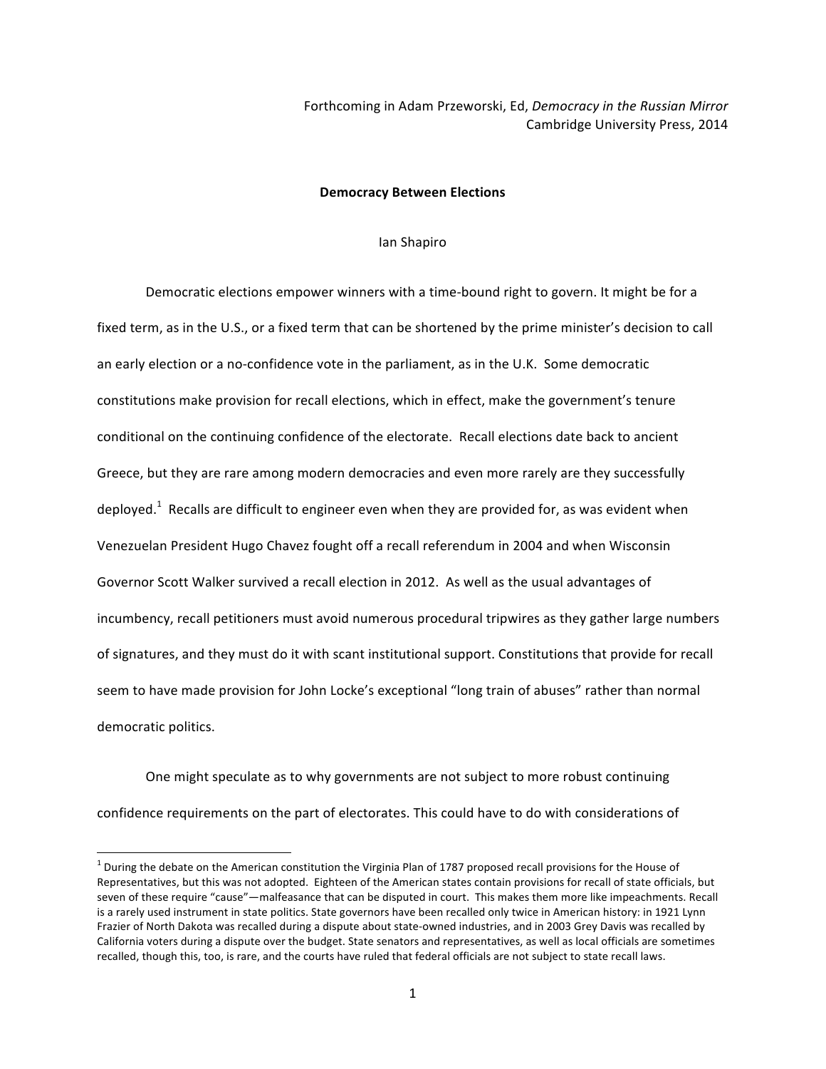Forthcoming in Adam Przeworski, Ed, *Democracy in the Russian Mirror*
Cambridge University Press, 2014

# Democracy Between Elections

Ian Shapiro

Democratic elections empower winners with a time-bound right to govern. It might be for a fixed term, as in the U.S., or a fixed term that can be shortened by the prime minister's decision to call an early election or a no-confidence vote in the parliament, as in the U.K. Some democratic constitutions make provision for recall elections, which in effect, make the government's tenure conditional on the continuing confidence of the electorate. Recall elections date back to ancient Greece, but they are rare among modern democracies and even more rarely are they successfully deployed.[1] Recalls are difficult to engineer even when they are provided for, as was evident when Venezuelan President Hugo Chavez fought off a recall referendum in 2004 and when Wisconsin Governor Scott Walker survived a recall election in 2012. As well as the usual advantages of incumbency, recall petitioners must avoid numerous procedural tripwires as they gather large numbers of signatures, and they must do it with scant institutional support. Constitutions that provide for recall seem to have made provision for John Locke's exceptional "long train of abuses" rather than normal democratic politics.

One might speculate as to why governments are not subject to more robust continuing confidence requirements on the part of electorates. This could have to do with considerations of

[1] During the debate on the American constitution the Virginia Plan of 1787 proposed recall provisions for the House of Representatives, but this was not adopted. Eighteen of the American states contain provisions for recall of state officials, but seven of these require "cause"—malfeasance that can be disputed in court. This makes them more like impeachments. Recall is a rarely used instrument in state politics. State governors have been recalled only twice in American history: in 1921 Lynn Frazier of North Dakota was recalled during a dispute about state-owned industries, and in 2003 Grey Davis was recalled by California voters during a dispute over the budget. State senators and representatives, as well as local officials are sometimes recalled, though this, too, is rare, and the courts have ruled that federal officials are not subject to state recall laws.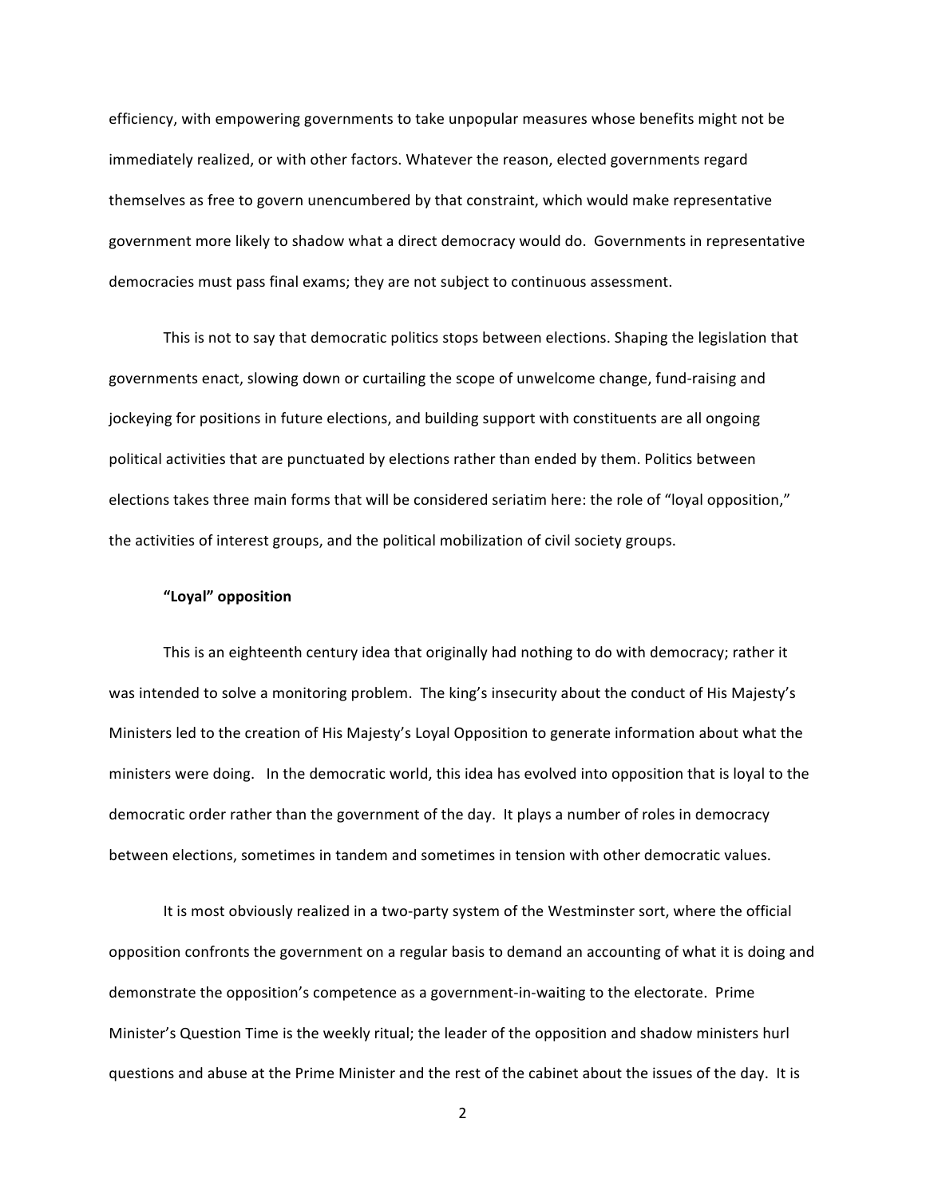efficiency, with empowering governments to take unpopular measures whose benefits might not be immediately realized, or with other factors. Whatever the reason, elected governments regard themselves as free to govern unencumbered by that constraint, which would make representative government more likely to shadow what a direct democracy would do. Governments in representative democracies must pass final exams; they are not subject to continuous assessment.

This is not to say that democratic politics stops between elections. Shaping the legislation that governments enact, slowing down or curtailing the scope of unwelcome change, fund-raising and jockeying for positions in future elections, and building support with constituents are all ongoing political activities that are punctuated by elections rather than ended by them. Politics between elections takes three main forms that will be considered seriatim here: the role of "loyal opposition," the activities of interest groups, and the political mobilization of civil society groups.

**"Loyal" opposition**

This is an eighteenth century idea that originally had nothing to do with democracy; rather it was intended to solve a monitoring problem. The king's insecurity about the conduct of His Majesty's Ministers led to the creation of His Majesty's Loyal Opposition to generate information about what the ministers were doing. In the democratic world, this idea has evolved into opposition that is loyal to the democratic order rather than the government of the day. It plays a number of roles in democracy between elections, sometimes in tandem and sometimes in tension with other democratic values.

It is most obviously realized in a two-party system of the Westminster sort, where the official opposition confronts the government on a regular basis to demand an accounting of what it is doing and demonstrate the opposition's competence as a government-in-waiting to the electorate. Prime Minister's Question Time is the weekly ritual; the leader of the opposition and shadow ministers hurl questions and abuse at the Prime Minister and the rest of the cabinet about the issues of the day. It is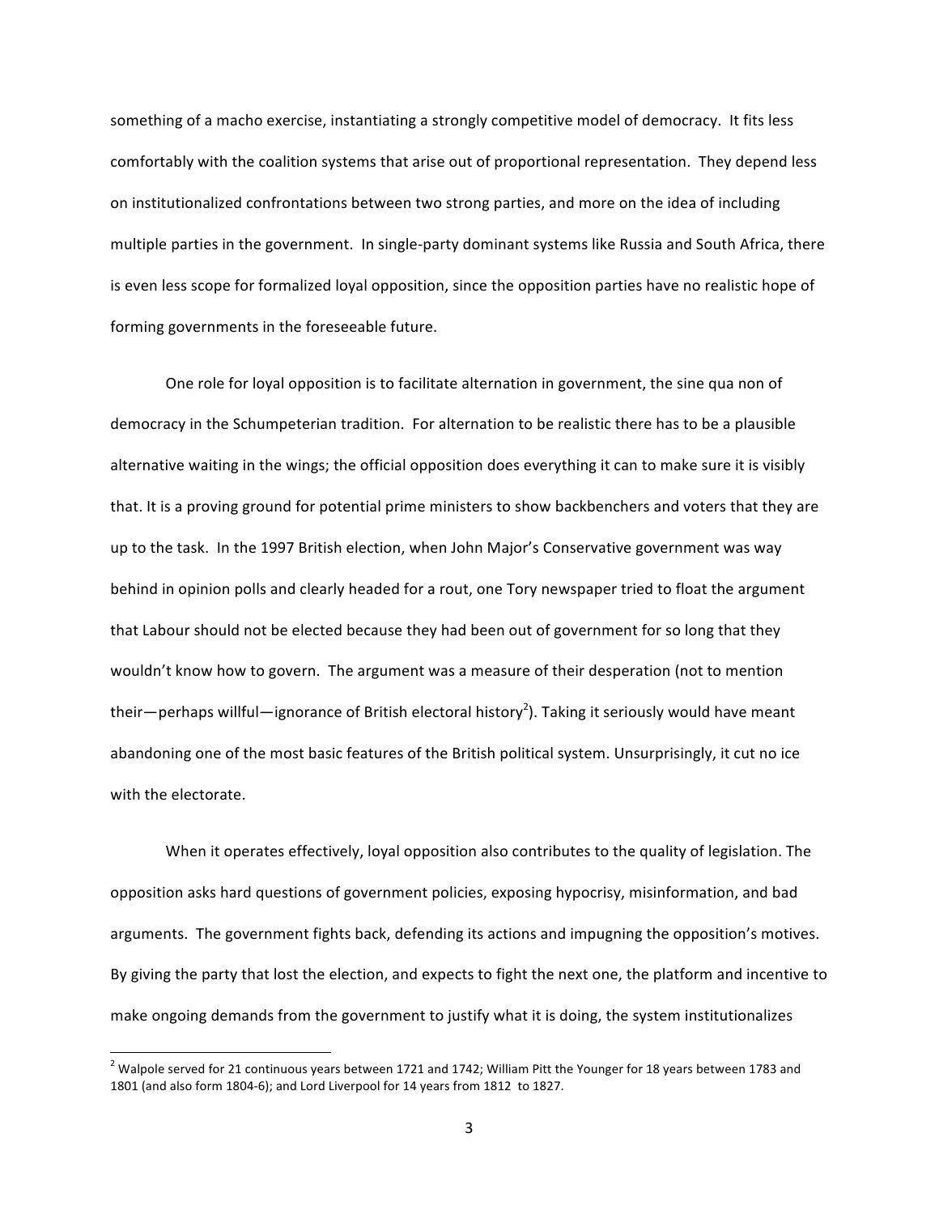something of a macho exercise, instantiating a strongly competitive model of democracy. It fits less comfortably with the coalition systems that arise out of proportional representation. They depend less on institutionalized confrontations between two strong parties, and more on the idea of including multiple parties in the government. In single-party dominant systems like Russia and South Africa, there is even less scope for formalized loyal opposition, since the opposition parties have no realistic hope of forming governments in the foreseeable future.

One role for loyal opposition is to facilitate alternation in government, the sine qua non of democracy in the Schumpeterian tradition. For alternation to be realistic there has to be a plausible alternative waiting in the wings; the official opposition does everything it can to make sure it is visibly that. It is a proving ground for potential prime ministers to show backbenchers and voters that they are up to the task. In the 1997 British election, when John Major's Conservative government was way behind in opinion polls and clearly headed for a rout, one Tory newspaper tried to float the argument that Labour should not be elected because they had been out of government for so long that they wouldn't know how to govern. The argument was a measure of their desperation (not to mention their—perhaps willful—ignorance of British electoral history[2]). Taking it seriously would have meant abandoning one of the most basic features of the British political system. Unsurprisingly, it cut no ice with the electorate.

When it operates effectively, loyal opposition also contributes to the quality of legislation. The opposition asks hard questions of government policies, exposing hypocrisy, misinformation, and bad arguments. The government fights back, defending its actions and impugning the opposition's motives. By giving the party that lost the election, and expects to fight the next one, the platform and incentive to make ongoing demands from the government to justify what it is doing, the system institutionalizes

[2] Walpole served for 21 continuous years between 1721 and 1742; William Pitt the Younger for 18 years between 1783 and 1801 (and also form 1804-6); and Lord Liverpool for 14 years from 1812 to 1827.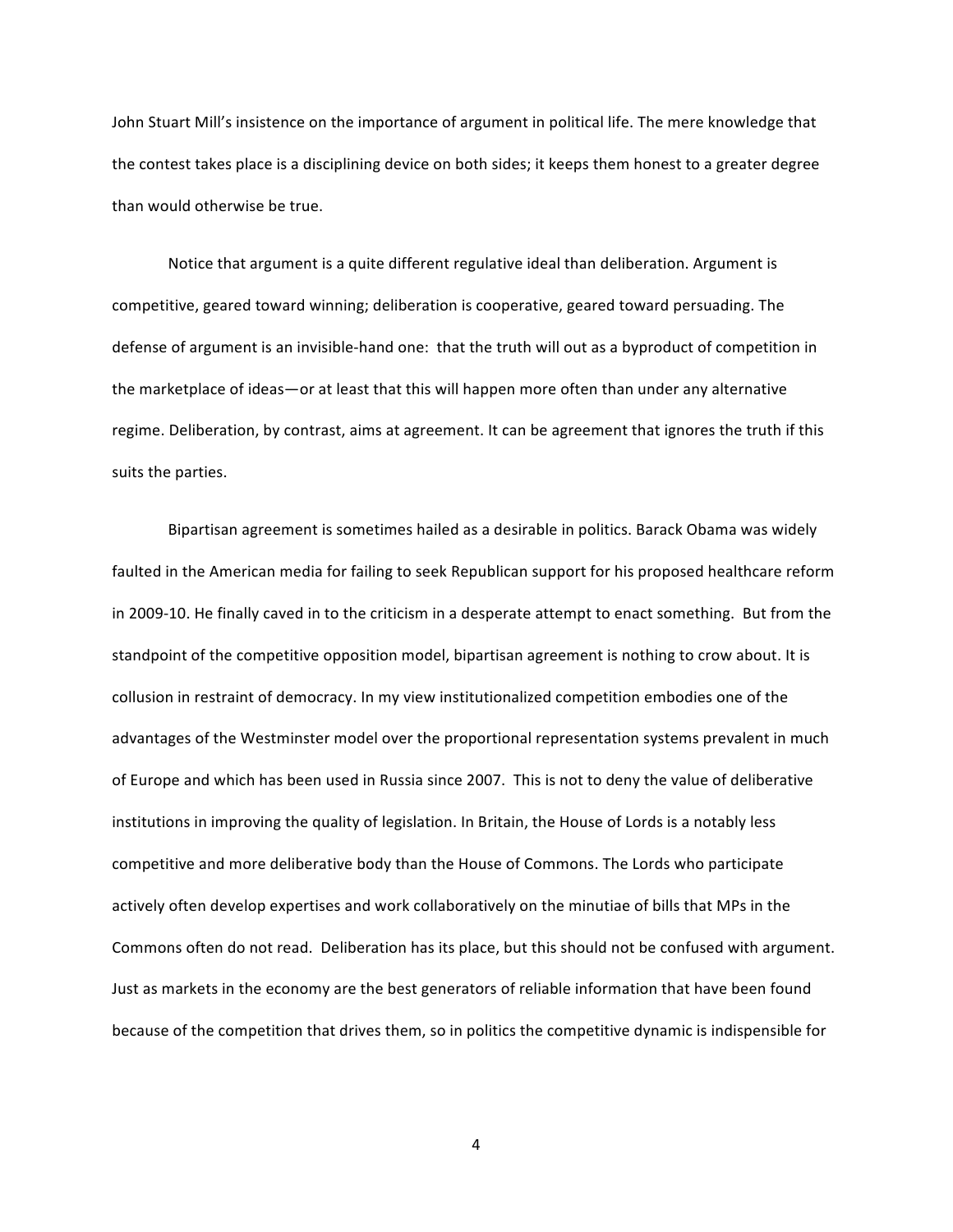John Stuart Mill's insistence on the importance of argument in political life. The mere knowledge that the contest takes place is a disciplining device on both sides; it keeps them honest to a greater degree than would otherwise be true.

Notice that argument is a quite different regulative ideal than deliberation. Argument is competitive, geared toward winning; deliberation is cooperative, geared toward persuading. The defense of argument is an invisible-hand one: that the truth will out as a byproduct of competition in the marketplace of ideas—or at least that this will happen more often than under any alternative regime. Deliberation, by contrast, aims at agreement. It can be agreement that ignores the truth if this suits the parties.

Bipartisan agreement is sometimes hailed as a desirable in politics. Barack Obama was widely faulted in the American media for failing to seek Republican support for his proposed healthcare reform in 2009-10. He finally caved in to the criticism in a desperate attempt to enact something. But from the standpoint of the competitive opposition model, bipartisan agreement is nothing to crow about. It is collusion in restraint of democracy. In my view institutionalized competition embodies one of the advantages of the Westminster model over the proportional representation systems prevalent in much of Europe and which has been used in Russia since 2007. This is not to deny the value of deliberative institutions in improving the quality of legislation. In Britain, the House of Lords is a notably less competitive and more deliberative body than the House of Commons. The Lords who participate actively often develop expertises and work collaboratively on the minutiae of bills that MPs in the Commons often do not read. Deliberation has its place, but this should not be confused with argument. Just as markets in the economy are the best generators of reliable information that have been found because of the competition that drives them, so in politics the competitive dynamic is indispensible for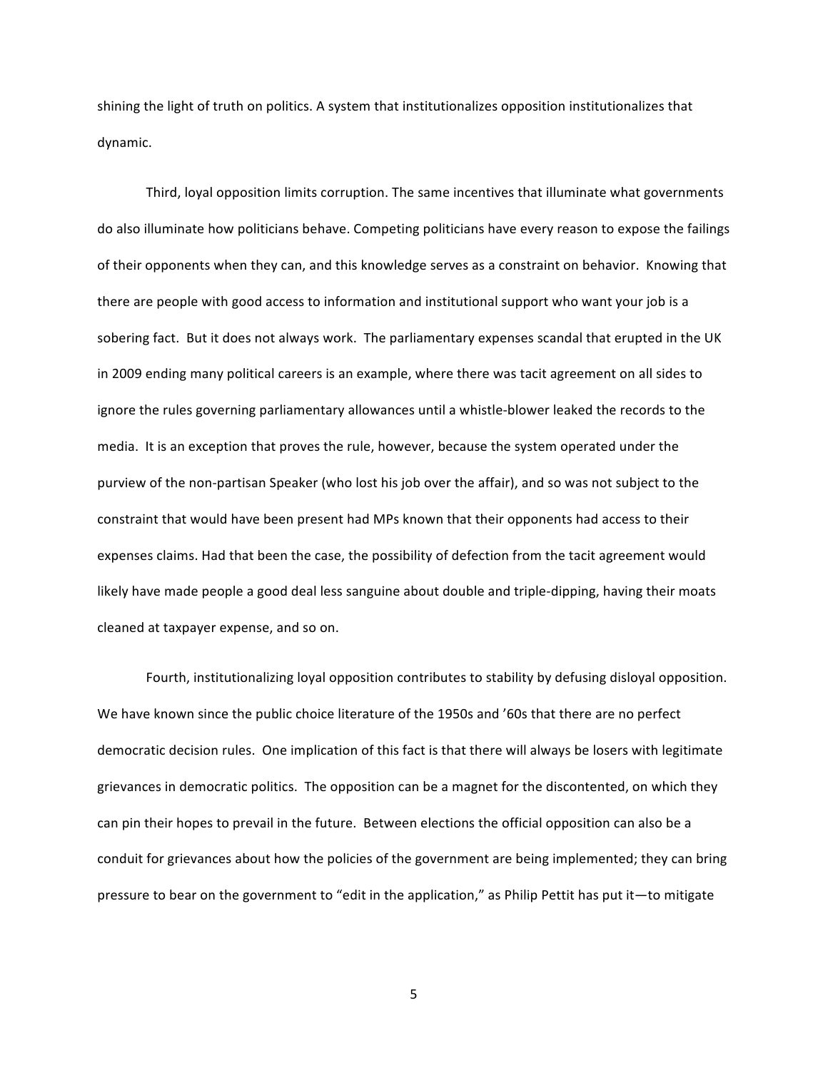shining the light of truth on politics. A system that institutionalizes opposition institutionalizes that dynamic.

Third, loyal opposition limits corruption. The same incentives that illuminate what governments do also illuminate how politicians behave. Competing politicians have every reason to expose the failings of their opponents when they can, and this knowledge serves as a constraint on behavior. Knowing that there are people with good access to information and institutional support who want your job is a sobering fact. But it does not always work. The parliamentary expenses scandal that erupted in the UK in 2009 ending many political careers is an example, where there was tacit agreement on all sides to ignore the rules governing parliamentary allowances until a whistle-blower leaked the records to the media. It is an exception that proves the rule, however, because the system operated under the purview of the non-partisan Speaker (who lost his job over the affair), and so was not subject to the constraint that would have been present had MPs known that their opponents had access to their expenses claims. Had that been the case, the possibility of defection from the tacit agreement would likely have made people a good deal less sanguine about double and triple-dipping, having their moats cleaned at taxpayer expense, and so on.

Fourth, institutionalizing loyal opposition contributes to stability by defusing disloyal opposition. We have known since the public choice literature of the 1950s and '60s that there are no perfect democratic decision rules. One implication of this fact is that there will always be losers with legitimate grievances in democratic politics. The opposition can be a magnet for the discontented, on which they can pin their hopes to prevail in the future. Between elections the official opposition can also be a conduit for grievances about how the policies of the government are being implemented; they can bring pressure to bear on the government to "edit in the application," as Philip Pettit has put it—to mitigate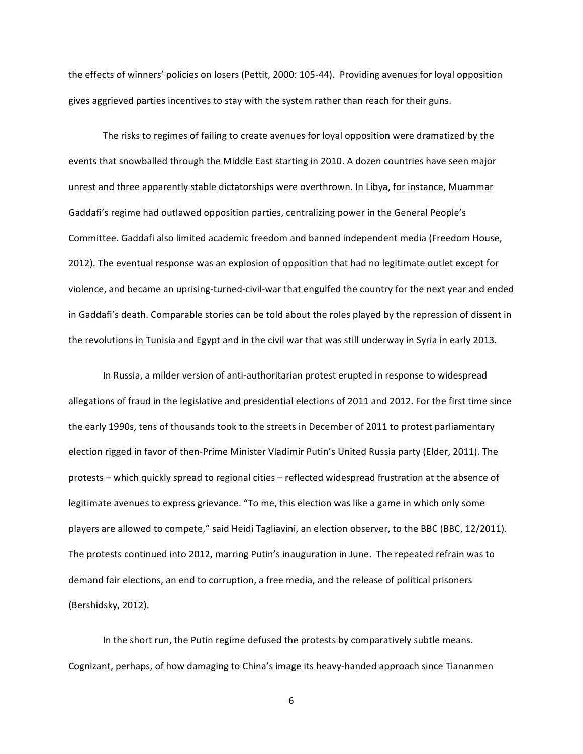the effects of winners' policies on losers (Pettit, 2000: 105-44). Providing avenues for loyal opposition gives aggrieved parties incentives to stay with the system rather than reach for their guns.

The risks to regimes of failing to create avenues for loyal opposition were dramatized by the events that snowballed through the Middle East starting in 2010. A dozen countries have seen major unrest and three apparently stable dictatorships were overthrown. In Libya, for instance, Muammar Gaddafi's regime had outlawed opposition parties, centralizing power in the General People's Committee. Gaddafi also limited academic freedom and banned independent media (Freedom House, 2012). The eventual response was an explosion of opposition that had no legitimate outlet except for violence, and became an uprising-turned-civil-war that engulfed the country for the next year and ended in Gaddafi's death. Comparable stories can be told about the roles played by the repression of dissent in the revolutions in Tunisia and Egypt and in the civil war that was still underway in Syria in early 2013.

In Russia, a milder version of anti-authoritarian protest erupted in response to widespread allegations of fraud in the legislative and presidential elections of 2011 and 2012. For the first time since the early 1990s, tens of thousands took to the streets in December of 2011 to protest parliamentary election rigged in favor of then-Prime Minister Vladimir Putin's United Russia party (Elder, 2011). The protests – which quickly spread to regional cities – reflected widespread frustration at the absence of legitimate avenues to express grievance. "To me, this election was like a game in which only some players are allowed to compete," said Heidi Tagliavini, an election observer, to the BBC (BBC, 12/2011). The protests continued into 2012, marring Putin's inauguration in June. The repeated refrain was to demand fair elections, an end to corruption, a free media, and the release of political prisoners (Bershidsky, 2012).

In the short run, the Putin regime defused the protests by comparatively subtle means. Cognizant, perhaps, of how damaging to China's image its heavy-handed approach since Tiananmen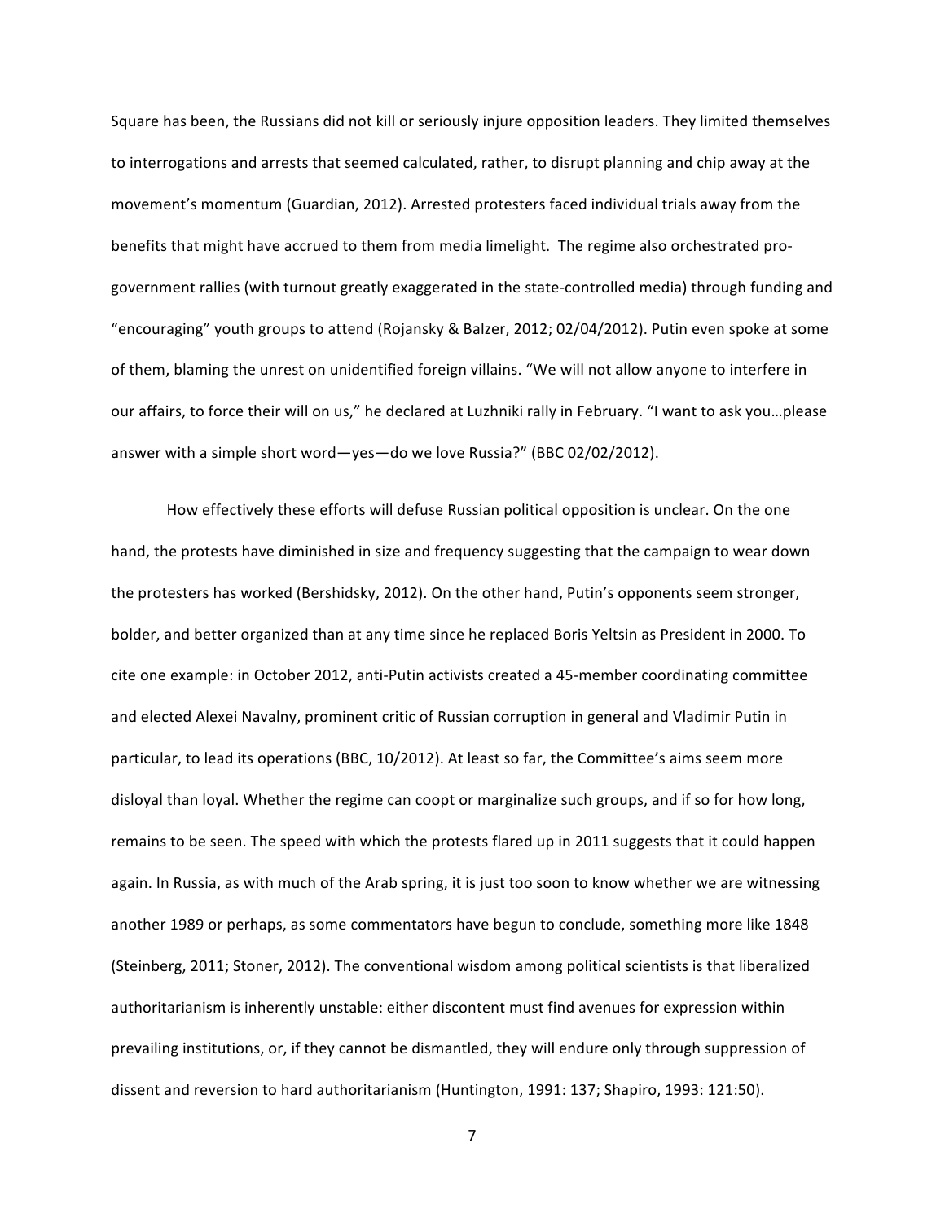Square has been, the Russians did not kill or seriously injure opposition leaders. They limited themselves to interrogations and arrests that seemed calculated, rather, to disrupt planning and chip away at the movement's momentum (Guardian, 2012). Arrested protesters faced individual trials away from the benefits that might have accrued to them from media limelight. The regime also orchestrated pro-government rallies (with turnout greatly exaggerated in the state-controlled media) through funding and "encouraging" youth groups to attend (Rojansky & Balzer, 2012; 02/04/2012). Putin even spoke at some of them, blaming the unrest on unidentified foreign villains. "We will not allow anyone to interfere in our affairs, to force their will on us," he declared at Luzhniki rally in February. "I want to ask you…please answer with a simple short word—yes—do we love Russia?" (BBC 02/02/2012).

How effectively these efforts will defuse Russian political opposition is unclear. On the one hand, the protests have diminished in size and frequency suggesting that the campaign to wear down the protesters has worked (Bershidsky, 2012). On the other hand, Putin's opponents seem stronger, bolder, and better organized than at any time since he replaced Boris Yeltsin as President in 2000. To cite one example: in October 2012, anti-Putin activists created a 45-member coordinating committee and elected Alexei Navalny, prominent critic of Russian corruption in general and Vladimir Putin in particular, to lead its operations (BBC, 10/2012). At least so far, the Committee's aims seem more disloyal than loyal. Whether the regime can coopt or marginalize such groups, and if so for how long, remains to be seen. The speed with which the protests flared up in 2011 suggests that it could happen again. In Russia, as with much of the Arab spring, it is just too soon to know whether we are witnessing another 1989 or perhaps, as some commentators have begun to conclude, something more like 1848 (Steinberg, 2011; Stoner, 2012). The conventional wisdom among political scientists is that liberalized authoritarianism is inherently unstable: either discontent must find avenues for expression within prevailing institutions, or, if they cannot be dismantled, they will endure only through suppression of dissent and reversion to hard authoritarianism (Huntington, 1991: 137; Shapiro, 1993: 121:50).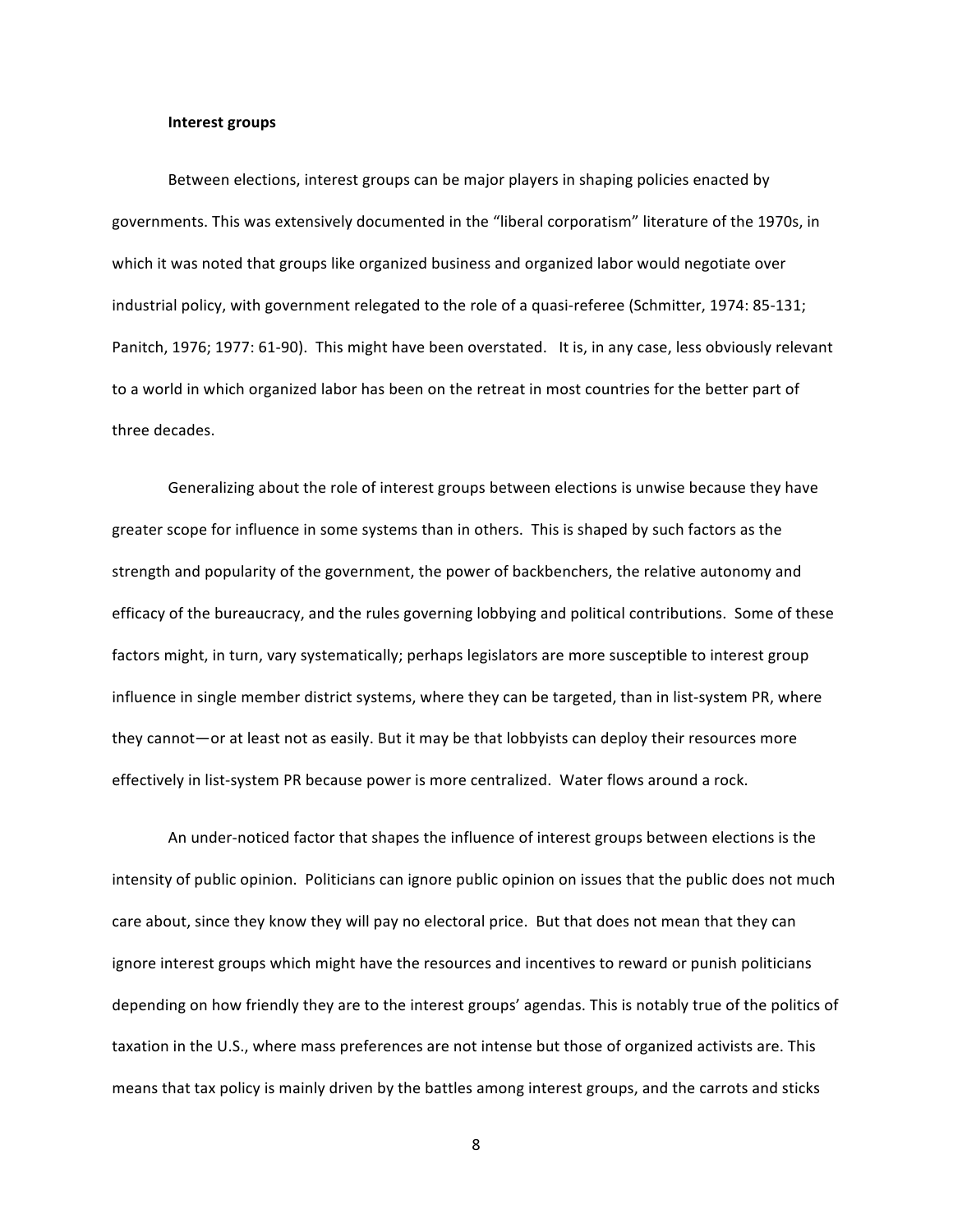**Interest groups**

Between elections, interest groups can be major players in shaping policies enacted by governments. This was extensively documented in the "liberal corporatism" literature of the 1970s, in which it was noted that groups like organized business and organized labor would negotiate over industrial policy, with government relegated to the role of a quasi-referee (Schmitter, 1974: 85-131; Panitch, 1976; 1977: 61-90). This might have been overstated. It is, in any case, less obviously relevant to a world in which organized labor has been on the retreat in most countries for the better part of three decades.

Generalizing about the role of interest groups between elections is unwise because they have greater scope for influence in some systems than in others. This is shaped by such factors as the strength and popularity of the government, the power of backbenchers, the relative autonomy and efficacy of the bureaucracy, and the rules governing lobbying and political contributions. Some of these factors might, in turn, vary systematically; perhaps legislators are more susceptible to interest group influence in single member district systems, where they can be targeted, than in list-system PR, where they cannot—or at least not as easily. But it may be that lobbyists can deploy their resources more effectively in list-system PR because power is more centralized. Water flows around a rock.

An under-noticed factor that shapes the influence of interest groups between elections is the intensity of public opinion. Politicians can ignore public opinion on issues that the public does not much care about, since they know they will pay no electoral price. But that does not mean that they can ignore interest groups which might have the resources and incentives to reward or punish politicians depending on how friendly they are to the interest groups' agendas. This is notably true of the politics of taxation in the U.S., where mass preferences are not intense but those of organized activists are. This means that tax policy is mainly driven by the battles among interest groups, and the carrots and sticks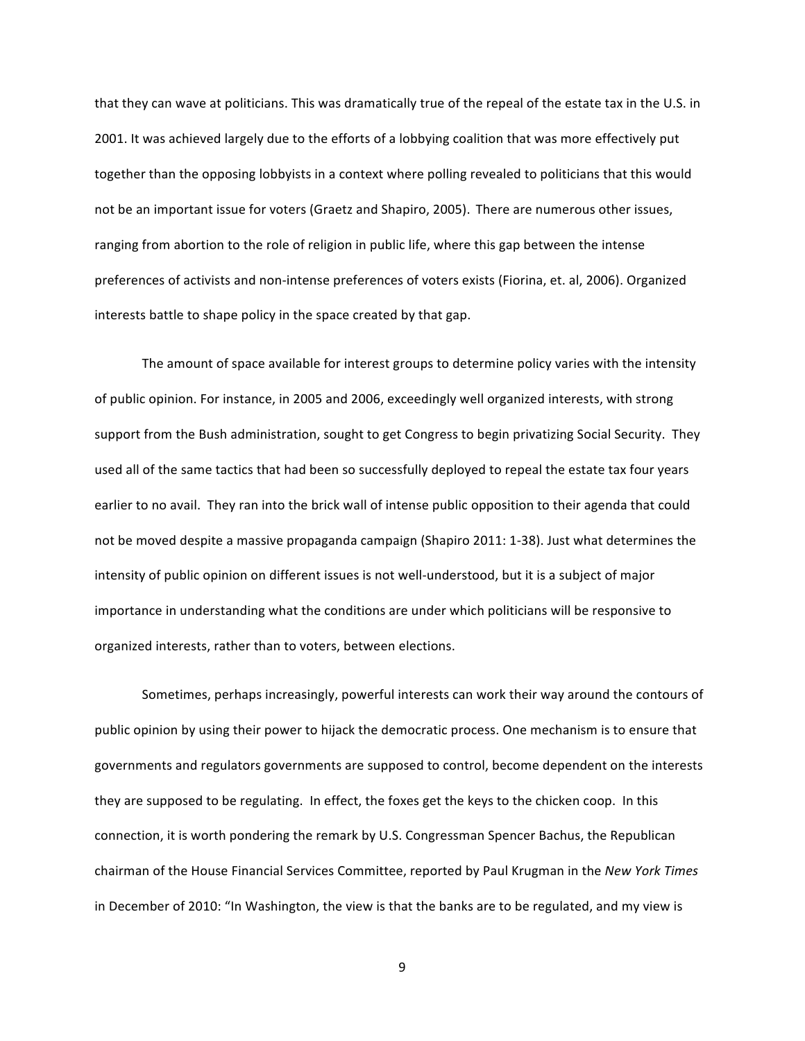that they can wave at politicians. This was dramatically true of the repeal of the estate tax in the U.S. in 2001. It was achieved largely due to the efforts of a lobbying coalition that was more effectively put together than the opposing lobbyists in a context where polling revealed to politicians that this would not be an important issue for voters (Graetz and Shapiro, 2005). There are numerous other issues, ranging from abortion to the role of religion in public life, where this gap between the intense preferences of activists and non-intense preferences of voters exists (Fiorina, et. al, 2006). Organized interests battle to shape policy in the space created by that gap.

The amount of space available for interest groups to determine policy varies with the intensity of public opinion. For instance, in 2005 and 2006, exceedingly well organized interests, with strong support from the Bush administration, sought to get Congress to begin privatizing Social Security. They used all of the same tactics that had been so successfully deployed to repeal the estate tax four years earlier to no avail. They ran into the brick wall of intense public opposition to their agenda that could not be moved despite a massive propaganda campaign (Shapiro 2011: 1-38). Just what determines the intensity of public opinion on different issues is not well-understood, but it is a subject of major importance in understanding what the conditions are under which politicians will be responsive to organized interests, rather than to voters, between elections.

Sometimes, perhaps increasingly, powerful interests can work their way around the contours of public opinion by using their power to hijack the democratic process. One mechanism is to ensure that governments and regulators governments are supposed to control, become dependent on the interests they are supposed to be regulating. In effect, the foxes get the keys to the chicken coop. In this connection, it is worth pondering the remark by U.S. Congressman Spencer Bachus, the Republican chairman of the House Financial Services Committee, reported by Paul Krugman in the *New York Times* in December of 2010: "In Washington, the view is that the banks are to be regulated, and my view is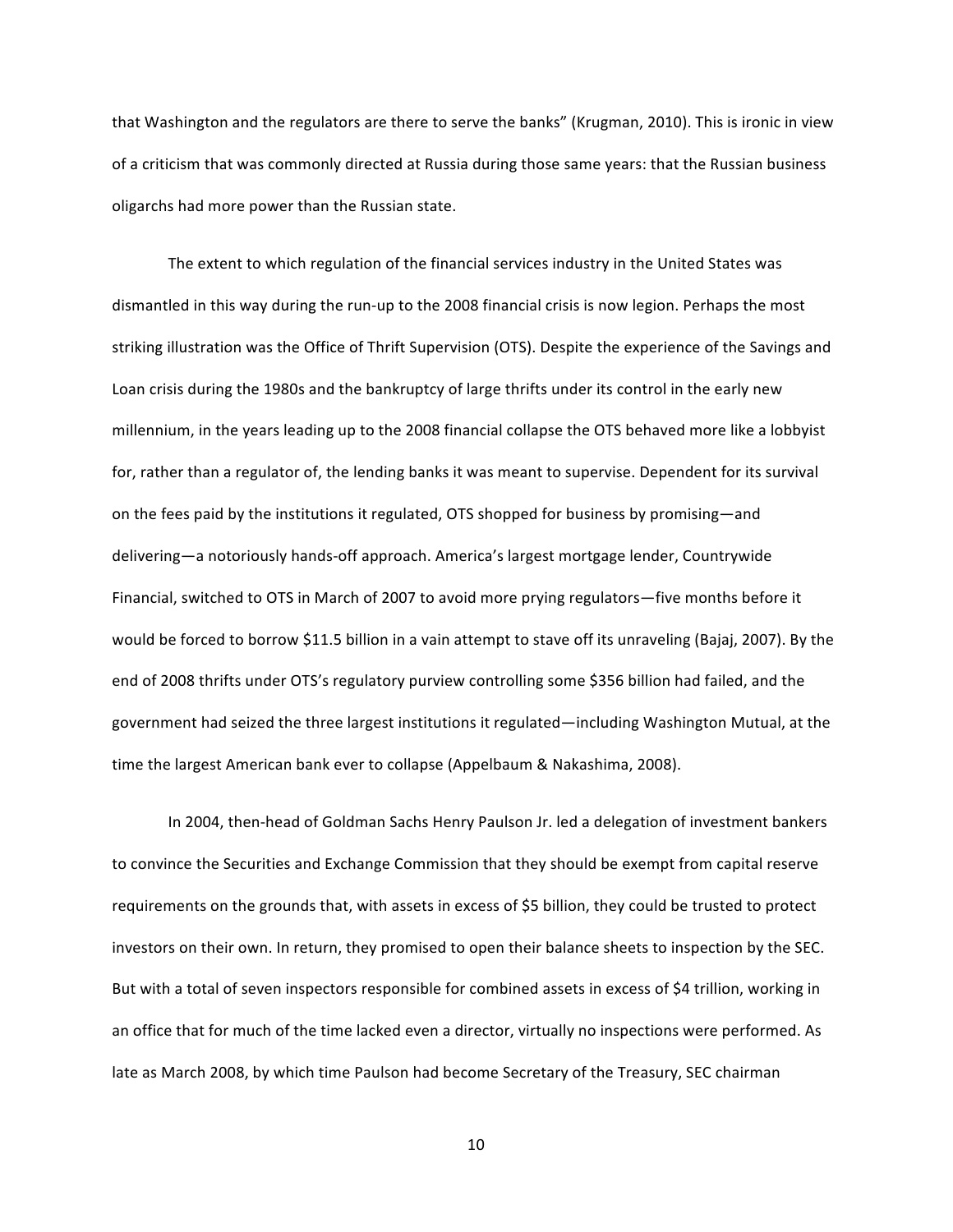that Washington and the regulators are there to serve the banks" (Krugman, 2010). This is ironic in view of a criticism that was commonly directed at Russia during those same years: that the Russian business oligarchs had more power than the Russian state.

The extent to which regulation of the financial services industry in the United States was dismantled in this way during the run-up to the 2008 financial crisis is now legion. Perhaps the most striking illustration was the Office of Thrift Supervision (OTS). Despite the experience of the Savings and Loan crisis during the 1980s and the bankruptcy of large thrifts under its control in the early new millennium, in the years leading up to the 2008 financial collapse the OTS behaved more like a lobbyist for, rather than a regulator of, the lending banks it was meant to supervise. Dependent for its survival on the fees paid by the institutions it regulated, OTS shopped for business by promising—and delivering—a notoriously hands-off approach. America's largest mortgage lender, Countrywide Financial, switched to OTS in March of 2007 to avoid more prying regulators—five months before it would be forced to borrow $11.5 billion in a vain attempt to stave off its unraveling (Bajaj, 2007). By the end of 2008 thrifts under OTS's regulatory purview controlling some $356 billion had failed, and the government had seized the three largest institutions it regulated—including Washington Mutual, at the time the largest American bank ever to collapse (Appelbaum & Nakashima, 2008).

In 2004, then-head of Goldman Sachs Henry Paulson Jr. led a delegation of investment bankers to convince the Securities and Exchange Commission that they should be exempt from capital reserve requirements on the grounds that, with assets in excess of $5 billion, they could be trusted to protect investors on their own. In return, they promised to open their balance sheets to inspection by the SEC. But with a total of seven inspectors responsible for combined assets in excess of $4 trillion, working in an office that for much of the time lacked even a director, virtually no inspections were performed. As late as March 2008, by which time Paulson had become Secretary of the Treasury, SEC chairman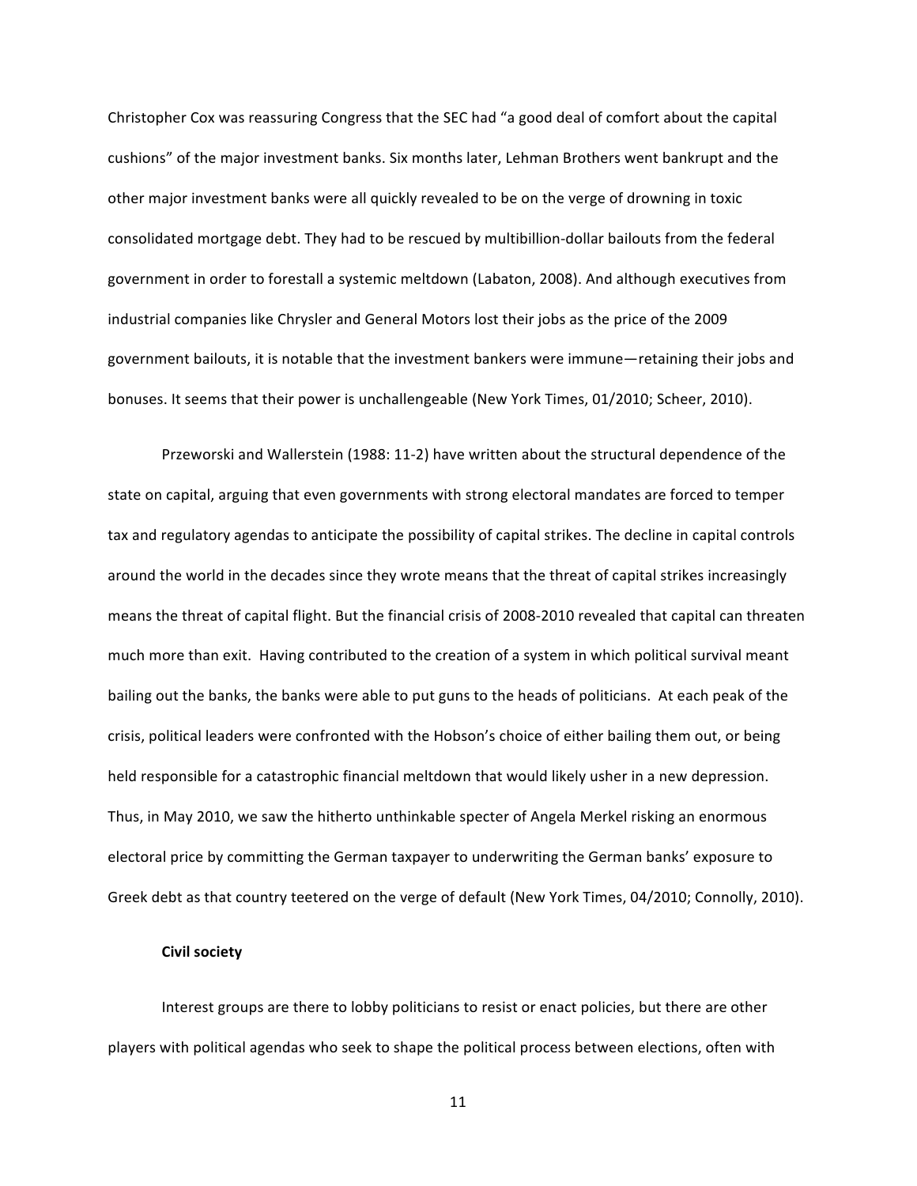Christopher Cox was reassuring Congress that the SEC had "a good deal of comfort about the capital cushions" of the major investment banks. Six months later, Lehman Brothers went bankrupt and the other major investment banks were all quickly revealed to be on the verge of drowning in toxic consolidated mortgage debt. They had to be rescued by multibillion-dollar bailouts from the federal government in order to forestall a systemic meltdown (Labaton, 2008). And although executives from industrial companies like Chrysler and General Motors lost their jobs as the price of the 2009 government bailouts, it is notable that the investment bankers were immune—retaining their jobs and bonuses. It seems that their power is unchallengeable (New York Times, 01/2010; Scheer, 2010).

Przeworski and Wallerstein (1988: 11-2) have written about the structural dependence of the state on capital, arguing that even governments with strong electoral mandates are forced to temper tax and regulatory agendas to anticipate the possibility of capital strikes. The decline in capital controls around the world in the decades since they wrote means that the threat of capital strikes increasingly means the threat of capital flight. But the financial crisis of 2008-2010 revealed that capital can threaten much more than exit. Having contributed to the creation of a system in which political survival meant bailing out the banks, the banks were able to put guns to the heads of politicians. At each peak of the crisis, political leaders were confronted with the Hobson's choice of either bailing them out, or being held responsible for a catastrophic financial meltdown that would likely usher in a new depression. Thus, in May 2010, we saw the hitherto unthinkable specter of Angela Merkel risking an enormous electoral price by committing the German taxpayer to underwriting the German banks' exposure to Greek debt as that country teetered on the verge of default (New York Times, 04/2010; Connolly, 2010).

**Civil society**

Interest groups are there to lobby politicians to resist or enact policies, but there are other players with political agendas who seek to shape the political process between elections, often with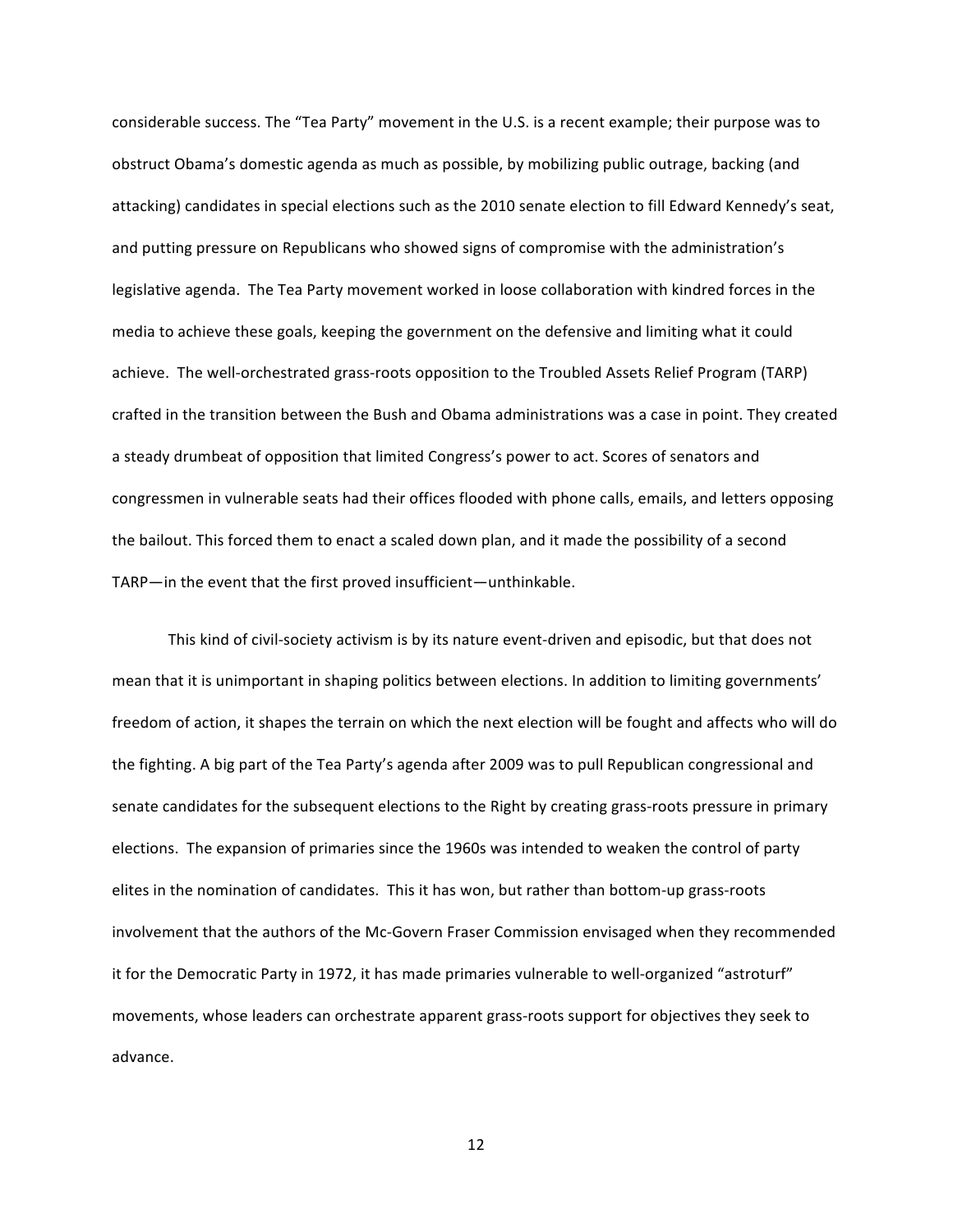considerable success. The “Tea Party” movement in the U.S. is a recent example; their purpose was to obstruct Obama’s domestic agenda as much as possible, by mobilizing public outrage, backing (and attacking) candidates in special elections such as the 2010 senate election to fill Edward Kennedy’s seat, and putting pressure on Republicans who showed signs of compromise with the administration’s legislative agenda. The Tea Party movement worked in loose collaboration with kindred forces in the media to achieve these goals, keeping the government on the defensive and limiting what it could achieve. The well-orchestrated grass-roots opposition to the Troubled Assets Relief Program (TARP) crafted in the transition between the Bush and Obama administrations was a case in point. They created a steady drumbeat of opposition that limited Congress’s power to act. Scores of senators and congressmen in vulnerable seats had their offices flooded with phone calls, emails, and letters opposing the bailout. This forced them to enact a scaled down plan, and it made the possibility of a second TARP—in the event that the first proved insufficient—unthinkable.

This kind of civil-society activism is by its nature event-driven and episodic, but that does not mean that it is unimportant in shaping politics between elections. In addition to limiting governments’ freedom of action, it shapes the terrain on which the next election will be fought and affects who will do the fighting. A big part of the Tea Party’s agenda after 2009 was to pull Republican congressional and senate candidates for the subsequent elections to the Right by creating grass-roots pressure in primary elections. The expansion of primaries since the 1960s was intended to weaken the control of party elites in the nomination of candidates. This it has won, but rather than bottom-up grass-roots involvement that the authors of the Mc-Govern Fraser Commission envisaged when they recommended it for the Democratic Party in 1972, it has made primaries vulnerable to well-organized “astroturf” movements, whose leaders can orchestrate apparent grass-roots support for objectives they seek to advance.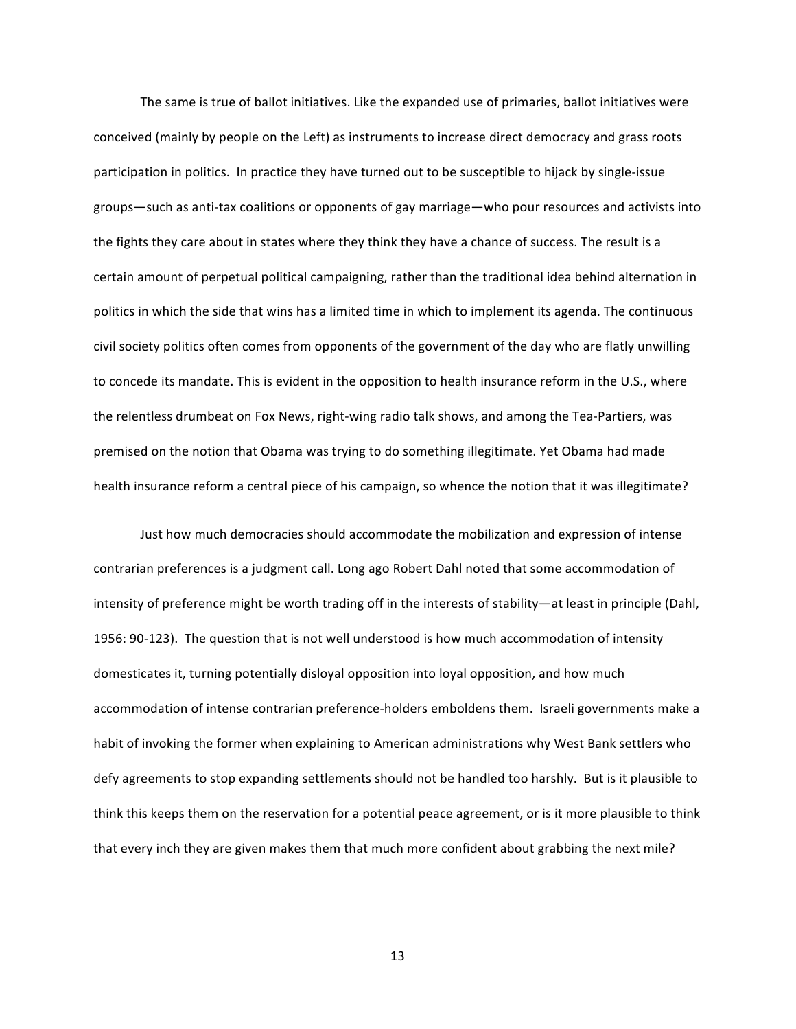The same is true of ballot initiatives. Like the expanded use of primaries, ballot initiatives were conceived (mainly by people on the Left) as instruments to increase direct democracy and grass roots participation in politics. In practice they have turned out to be susceptible to hijack by single-issue groups—such as anti-tax coalitions or opponents of gay marriage—who pour resources and activists into the fights they care about in states where they think they have a chance of success. The result is a certain amount of perpetual political campaigning, rather than the traditional idea behind alternation in politics in which the side that wins has a limited time in which to implement its agenda. The continuous civil society politics often comes from opponents of the government of the day who are flatly unwilling to concede its mandate. This is evident in the opposition to health insurance reform in the U.S., where the relentless drumbeat on Fox News, right-wing radio talk shows, and among the Tea-Partiers, was premised on the notion that Obama was trying to do something illegitimate. Yet Obama had made health insurance reform a central piece of his campaign, so whence the notion that it was illegitimate?

Just how much democracies should accommodate the mobilization and expression of intense contrarian preferences is a judgment call. Long ago Robert Dahl noted that some accommodation of intensity of preference might be worth trading off in the interests of stability—at least in principle (Dahl, 1956: 90-123). The question that is not well understood is how much accommodation of intensity domesticates it, turning potentially disloyal opposition into loyal opposition, and how much accommodation of intense contrarian preference-holders emboldens them. Israeli governments make a habit of invoking the former when explaining to American administrations why West Bank settlers who defy agreements to stop expanding settlements should not be handled too harshly. But is it plausible to think this keeps them on the reservation for a potential peace agreement, or is it more plausible to think that every inch they are given makes them that much more confident about grabbing the next mile?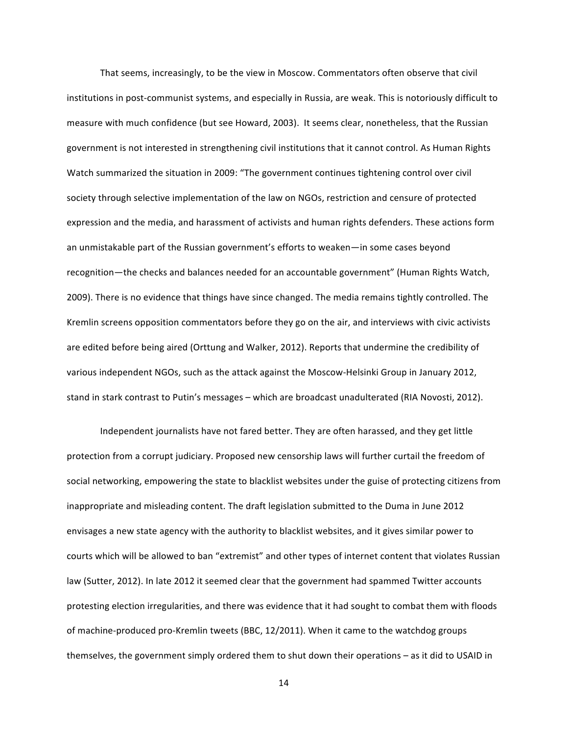That seems, increasingly, to be the view in Moscow. Commentators often observe that civil institutions in post-communist systems, and especially in Russia, are weak. This is notoriously difficult to measure with much confidence (but see Howard, 2003). It seems clear, nonetheless, that the Russian government is not interested in strengthening civil institutions that it cannot control. As Human Rights Watch summarized the situation in 2009: "The government continues tightening control over civil society through selective implementation of the law on NGOs, restriction and censure of protected expression and the media, and harassment of activists and human rights defenders. These actions form an unmistakable part of the Russian government's efforts to weaken—in some cases beyond recognition—the checks and balances needed for an accountable government" (Human Rights Watch, 2009). There is no evidence that things have since changed. The media remains tightly controlled. The Kremlin screens opposition commentators before they go on the air, and interviews with civic activists are edited before being aired (Orttung and Walker, 2012). Reports that undermine the credibility of various independent NGOs, such as the attack against the Moscow-Helsinki Group in January 2012, stand in stark contrast to Putin's messages – which are broadcast unadulterated (RIA Novosti, 2012).

Independent journalists have not fared better. They are often harassed, and they get little protection from a corrupt judiciary. Proposed new censorship laws will further curtail the freedom of social networking, empowering the state to blacklist websites under the guise of protecting citizens from inappropriate and misleading content. The draft legislation submitted to the Duma in June 2012 envisages a new state agency with the authority to blacklist websites, and it gives similar power to courts which will be allowed to ban "extremist" and other types of internet content that violates Russian law (Sutter, 2012). In late 2012 it seemed clear that the government had spammed Twitter accounts protesting election irregularities, and there was evidence that it had sought to combat them with floods of machine-produced pro-Kremlin tweets (BBC, 12/2011). When it came to the watchdog groups themselves, the government simply ordered them to shut down their operations – as it did to USAID in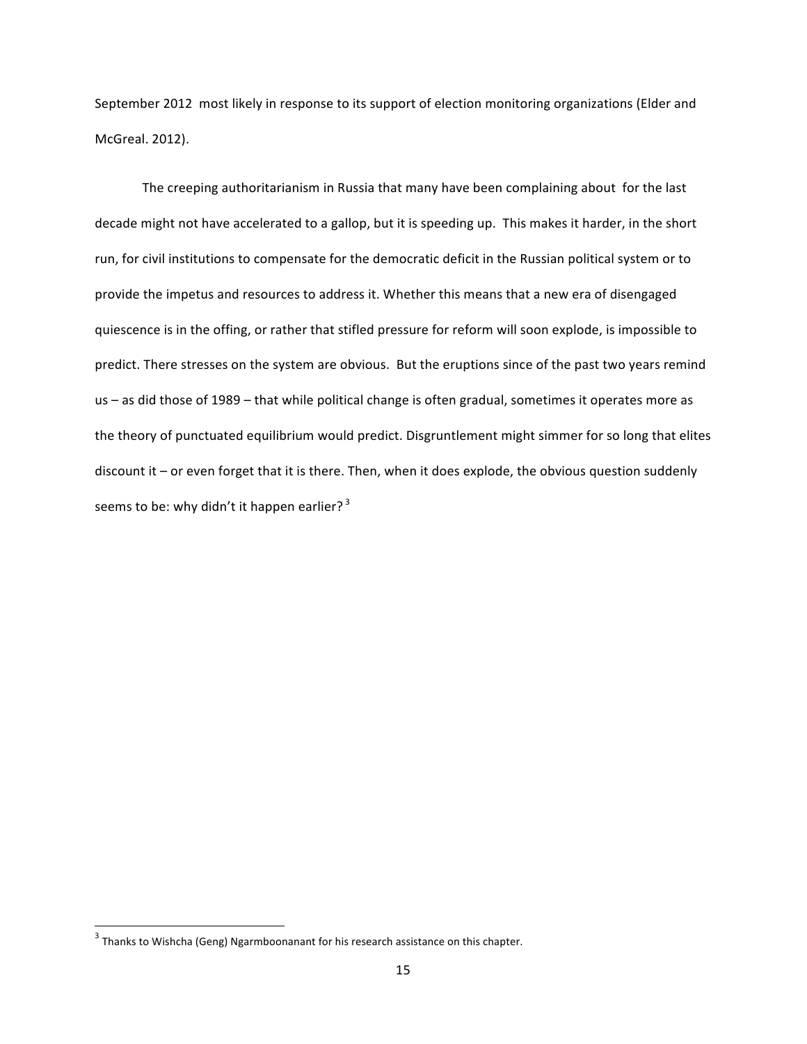September 2012 most likely in response to its support of election monitoring organizations (Elder and McGreal. 2012).

The creeping authoritarianism in Russia that many have been complaining about for the last decade might not have accelerated to a gallop, but it is speeding up. This makes it harder, in the short run, for civil institutions to compensate for the democratic deficit in the Russian political system or to provide the impetus and resources to address it. Whether this means that a new era of disengaged quiescence is in the offing, or rather that stifled pressure for reform will soon explode, is impossible to predict. There stresses on the system are obvious. But the eruptions since of the past two years remind us – as did those of 1989 – that while political change is often gradual, sometimes it operates more as the theory of punctuated equilibrium would predict. Disgruntlement might simmer for so long that elites discount it – or even forget that it is there. Then, when it does explode, the obvious question suddenly seems to be: why didn't it happen earlier? [3]

---

[3] Thanks to Wishcha (Geng) Ngarmboonanant for his research assistance on this chapter.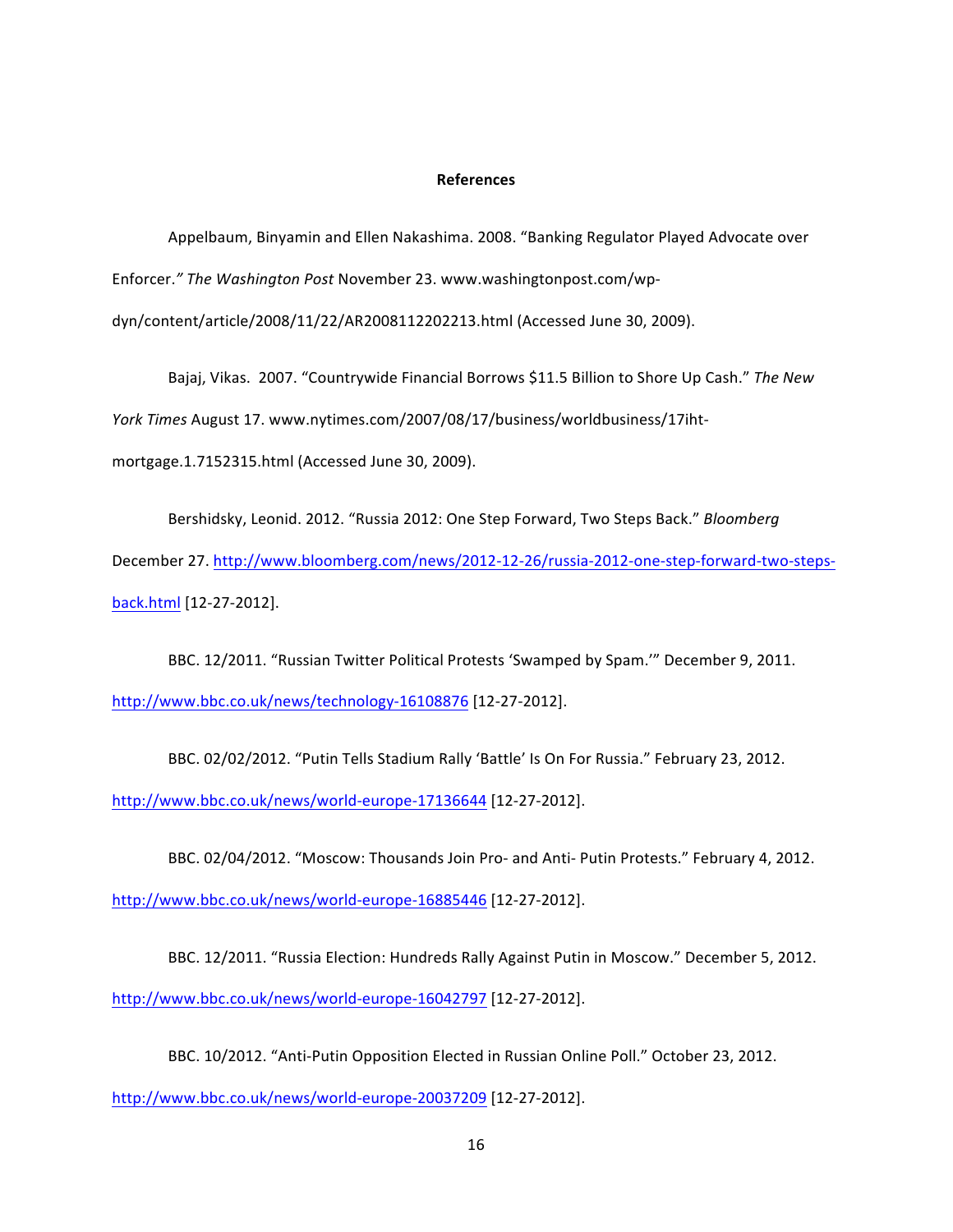**References**

Appelbaum, Binyamin and Ellen Nakashima. 2008. "Banking Regulator Played Advocate over Enforcer." *The Washington Post* November 23. www.washingtonpost.com/wp-dyn/content/article/2008/11/22/AR2008112202213.html (Accessed June 30, 2009).

Bajaj, Vikas. 2007. "Countrywide Financial Borrows $11.5 Billion to Shore Up Cash." *The New York Times* August 17. www.nytimes.com/2007/08/17/business/worldbusiness/17iht-mortgage.1.7152315.html (Accessed June 30, 2009).

Bershidsky, Leonid. 2012. "Russia 2012: One Step Forward, Two Steps Back." *Bloomberg* December 27. http://www.bloomberg.com/news/2012-12-26/russia-2012-one-step-forward-two-steps-back.html [12-27-2012].

BBC. 12/2011. "Russian Twitter Political Protests 'Swamped by Spam.'" December 9, 2011. http://www.bbc.co.uk/news/technology-16108876 [12-27-2012].

BBC. 02/02/2012. "Putin Tells Stadium Rally 'Battle' Is On For Russia." February 23, 2012. http://www.bbc.co.uk/news/world-europe-17136644 [12-27-2012].

BBC. 02/04/2012. "Moscow: Thousands Join Pro- and Anti- Putin Protests." February 4, 2012. http://www.bbc.co.uk/news/world-europe-16885446 [12-27-2012].

BBC. 12/2011. "Russia Election: Hundreds Rally Against Putin in Moscow." December 5, 2012. http://www.bbc.co.uk/news/world-europe-16042797 [12-27-2012].

BBC. 10/2012. "Anti-Putin Opposition Elected in Russian Online Poll." October 23, 2012. http://www.bbc.co.uk/news/world-europe-20037209 [12-27-2012].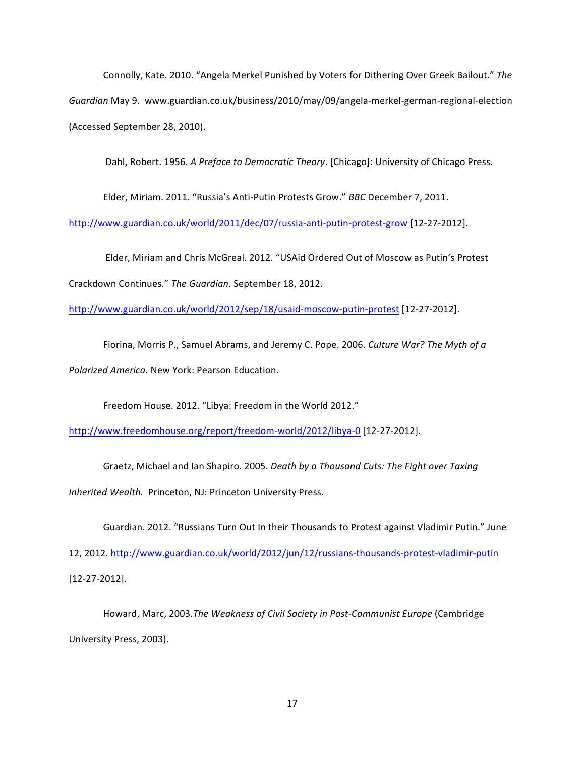Connolly, Kate. 2010. "Angela Merkel Punished by Voters for Dithering Over Greek Bailout." *The Guardian* May 9. www.guardian.co.uk/business/2010/may/09/angela-merkel-german-regional-election (Accessed September 28, 2010).

Dahl, Robert. 1956. *A Preface to Democratic Theory*. [Chicago]: University of Chicago Press.

Elder, Miriam. 2011. "Russia's Anti-Putin Protests Grow." *BBC* December 7, 2011. http://www.guardian.co.uk/world/2011/dec/07/russia-anti-putin-protest-grow [12-27-2012].

Elder, Miriam and Chris McGreal. 2012. "USAid Ordered Out of Moscow as Putin's Protest Crackdown Continues." *The Guardian*. September 18, 2012. http://www.guardian.co.uk/world/2012/sep/18/usaid-moscow-putin-protest [12-27-2012].

Fiorina, Morris P., Samuel Abrams, and Jeremy C. Pope. 2006. *Culture War? The Myth of a Polarized America.* New York: Pearson Education.

Freedom House. 2012. "Libya: Freedom in the World 2012." http://www.freedomhouse.org/report/freedom-world/2012/libya-0 [12-27-2012].

Graetz, Michael and Ian Shapiro. 2005. *Death by a Thousand Cuts: The Fight over Taxing Inherited Wealth.* Princeton, NJ: Princeton University Press.

Guardian. 2012. "Russians Turn Out In their Thousands to Protest against Vladimir Putin." June 12, 2012. http://www.guardian.co.uk/world/2012/jun/12/russians-thousands-protest-vladimir-putin [12-27-2012].

Howard, Marc, 2003.*The Weakness of Civil Society in Post-Communist Europe* (Cambridge University Press, 2003).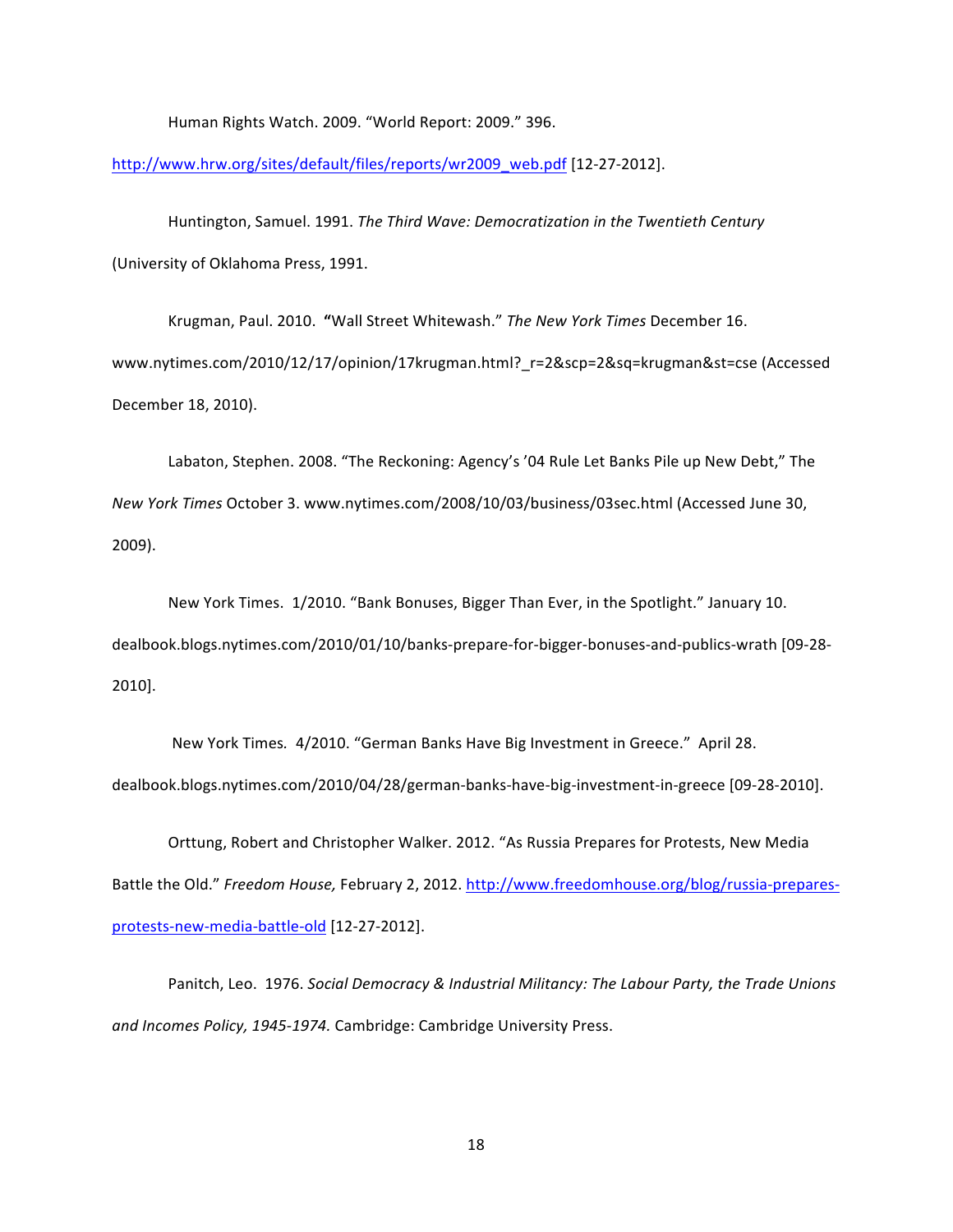Human Rights Watch. 2009. "World Report: 2009." 396. http://www.hrw.org/sites/default/files/reports/wr2009_web.pdf [12-27-2012].

Huntington, Samuel. 1991. *The Third Wave: Democratization in the Twentieth Century* (University of Oklahoma Press, 1991.

Krugman, Paul. 2010. **"**Wall Street Whitewash." *The New York Times* December 16. www.nytimes.com/2010/12/17/opinion/17krugman.html?_r=2&scp=2&sq=krugman&st=cse (Accessed December 18, 2010).

Labaton, Stephen. 2008. "The Reckoning: Agency's '04 Rule Let Banks Pile up New Debt," The *New York Times* October 3. www.nytimes.com/2008/10/03/business/03sec.html (Accessed June 30, 2009).

New York Times. 1/2010. "Bank Bonuses, Bigger Than Ever, in the Spotlight." January 10. dealbook.blogs.nytimes.com/2010/01/10/banks-prepare-for-bigger-bonuses-and-publics-wrath [09-28-2010].

New York Times. 4/2010. "German Banks Have Big Investment in Greece." April 28. dealbook.blogs.nytimes.com/2010/04/28/german-banks-have-big-investment-in-greece [09-28-2010].

Orttung, Robert and Christopher Walker. 2012. "As Russia Prepares for Protests, New Media Battle the Old." *Freedom House,* February 2, 2012. http://www.freedomhouse.org/blog/russia-prepares-protests-new-media-battle-old [12-27-2012].

Panitch, Leo. 1976. *Social Democracy & Industrial Militancy: The Labour Party, the Trade Unions and Incomes Policy, 1945-1974.* Cambridge: Cambridge University Press.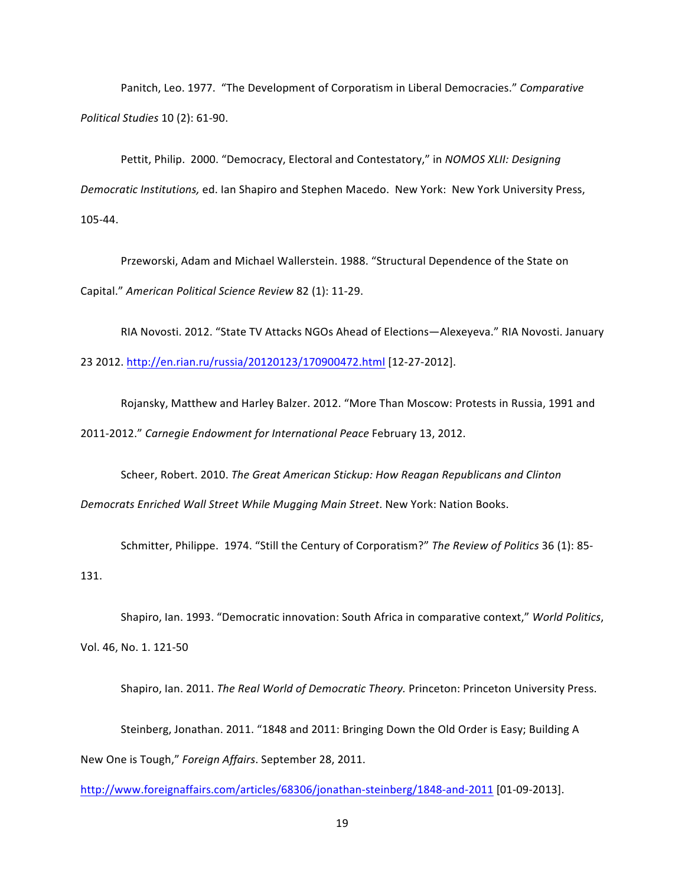Panitch, Leo. 1977. "The Development of Corporatism in Liberal Democracies." *Comparative Political Studies* 10 (2): 61-90.

Pettit, Philip. 2000. "Democracy, Electoral and Contestatory," in *NOMOS XLII: Designing Democratic Institutions,* ed. Ian Shapiro and Stephen Macedo. New York: New York University Press, 105-44.

Przeworski, Adam and Michael Wallerstein. 1988. "Structural Dependence of the State on Capital." *American Political Science Review* 82 (1): 11-29.

RIA Novosti. 2012. "State TV Attacks NGOs Ahead of Elections—Alexeyeva." RIA Novosti. January 23 2012. http://en.rian.ru/russia/20120123/170900472.html [12-27-2012].

Rojansky, Matthew and Harley Balzer. 2012. "More Than Moscow: Protests in Russia, 1991 and 2011-2012." *Carnegie Endowment for International Peace* February 13, 2012.

Scheer, Robert. 2010. *The Great American Stickup: How Reagan Republicans and Clinton Democrats Enriched Wall Street While Mugging Main Street*. New York: Nation Books.

Schmitter, Philippe. 1974. "Still the Century of Corporatism?" *The Review of Politics* 36 (1): 85-131.

Shapiro, Ian. 1993. "Democratic innovation: South Africa in comparative context," *World Politics*, Vol. 46, No. 1. 121-50

Shapiro, Ian. 2011. *The Real World of Democratic Theory.* Princeton: Princeton University Press.

Steinberg, Jonathan. 2011. "1848 and 2011: Bringing Down the Old Order is Easy; Building A New One is Tough," *Foreign Affairs*. September 28, 2011. http://www.foreignaffairs.com/articles/68306/jonathan-steinberg/1848-and-2011 [01-09-2013].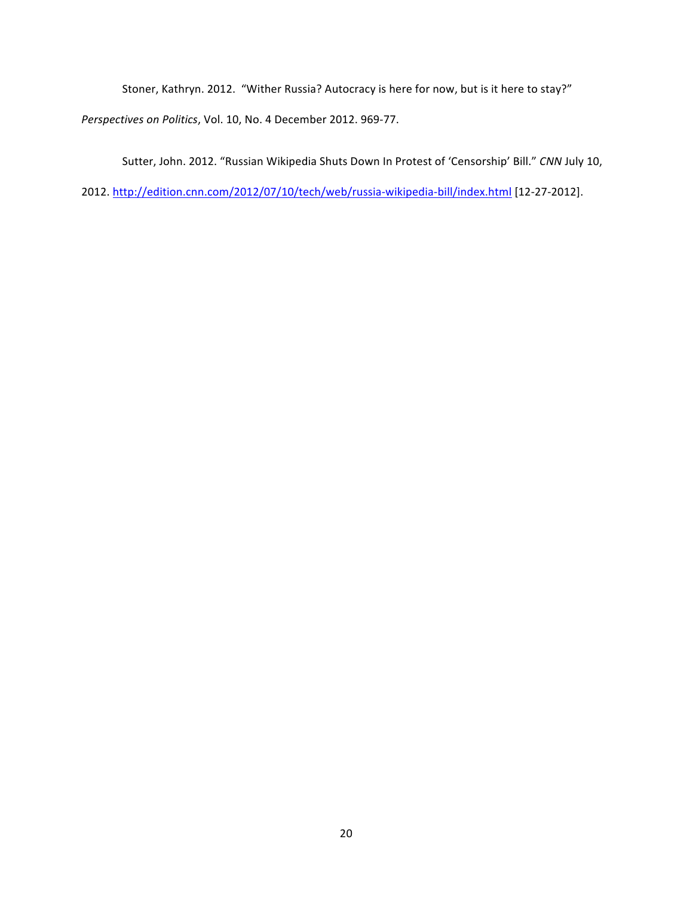Stoner, Kathryn. 2012. "Wither Russia? Autocracy is here for now, but is it here to stay?" *Perspectives on Politics*, Vol. 10, No. 4 December 2012. 969-77.

Sutter, John. 2012. "Russian Wikipedia Shuts Down In Protest of 'Censorship' Bill." *CNN* July 10, 2012. http://edition.cnn.com/2012/07/10/tech/web/russia-wikipedia-bill/index.html [12-27-2012].